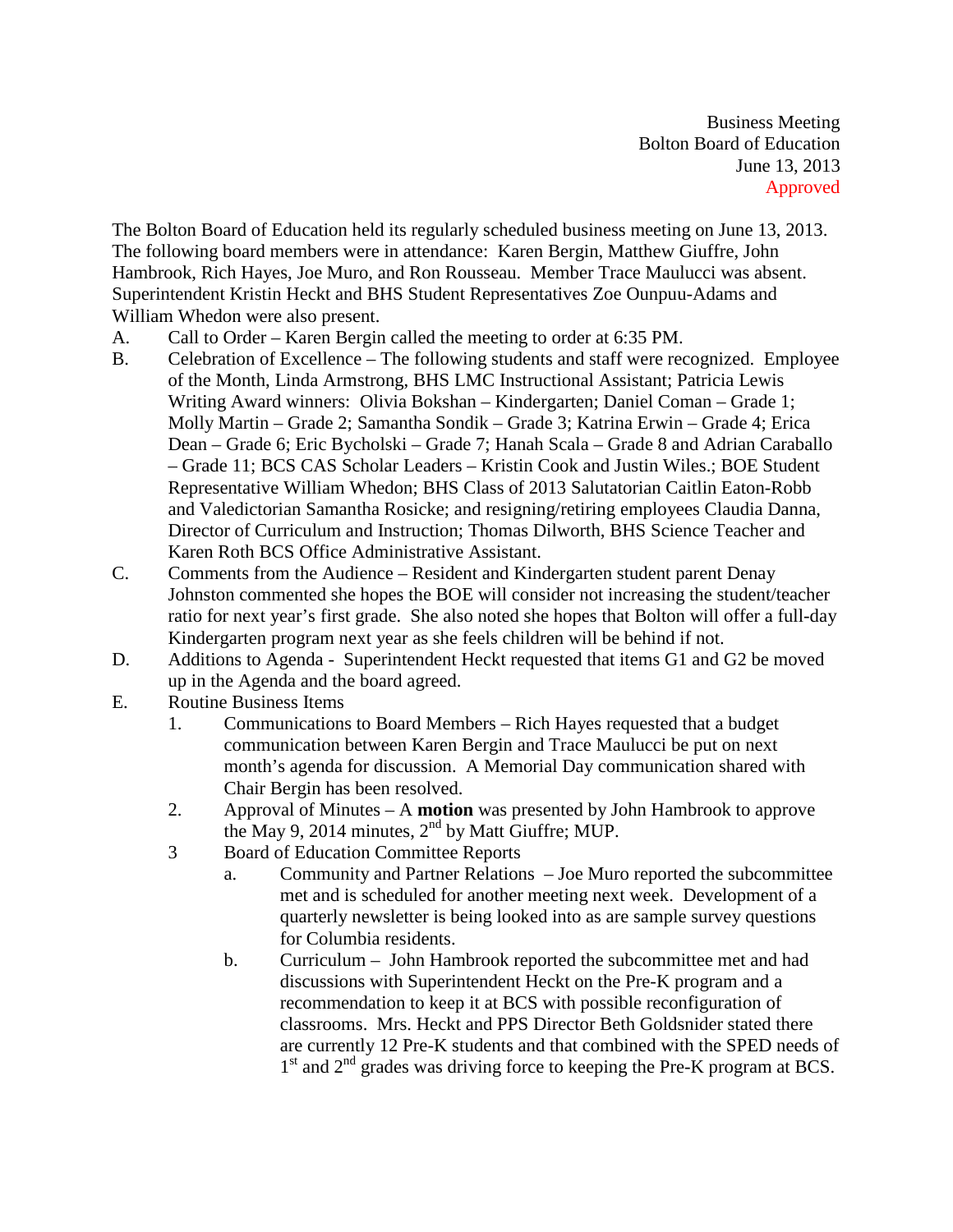Business Meeting
Bolton Board of Education
June 13, 2013
Approved

The Bolton Board of Education held its regularly scheduled business meeting on June 13, 2013. The following board members were in attendance: Karen Bergin, Matthew Giuffre, John Hambrook, Rich Hayes, Joe Muro, and Ron Rousseau. Member Trace Maulucci was absent. Superintendent Kristin Heckt and BHS Student Representatives Zoe Ounpuu-Adams and William Whedon were also present.

A. Call to Order – Karen Bergin called the meeting to order at 6:35 PM.

B. Celebration of Excellence – The following students and staff were recognized. Employee of the Month, Linda Armstrong, BHS LMC Instructional Assistant; Patricia Lewis Writing Award winners: Olivia Bokshan – Kindergarten; Daniel Coman – Grade 1; Molly Martin – Grade 2; Samantha Sondik – Grade 3; Katrina Erwin – Grade 4; Erica Dean – Grade 6; Eric Bycholski – Grade 7; Hanah Scala – Grade 8 and Adrian Caraballo – Grade 11; BCS CAS Scholar Leaders – Kristin Cook and Justin Wiles.; BOE Student Representative William Whedon; BHS Class of 2013 Salutatorian Caitlin Eaton-Robb and Valedictorian Samantha Rosicke; and resigning/retiring employees Claudia Danna, Director of Curriculum and Instruction; Thomas Dilworth, BHS Science Teacher and Karen Roth BCS Office Administrative Assistant.

C. Comments from the Audience – Resident and Kindergarten student parent Denay Johnston commented she hopes the BOE will consider not increasing the student/teacher ratio for next year's first grade. She also noted she hopes that Bolton will offer a full-day Kindergarten program next year as she feels children will be behind if not.

D. Additions to Agenda - Superintendent Heckt requested that items G1 and G2 be moved up in the Agenda and the board agreed.

E. Routine Business Items
   1. Communications to Board Members – Rich Hayes requested that a budget communication between Karen Bergin and Trace Maulucci be put on next month's agenda for discussion. A Memorial Day communication shared with Chair Bergin has been resolved.
   2. Approval of Minutes – A **motion** was presented by John Hambrook to approve the May 9, 2014 minutes, 2nd by Matt Giuffre; MUP.
   3 Board of Education Committee Reports
      a. Community and Partner Relations – Joe Muro reported the subcommittee met and is scheduled for another meeting next week. Development of a quarterly newsletter is being looked into as are sample survey questions for Columbia residents.
      b. Curriculum – John Hambrook reported the subcommittee met and had discussions with Superintendent Heckt on the Pre-K program and a recommendation to keep it at BCS with possible reconfiguration of classrooms. Mrs. Heckt and PPS Director Beth Goldsnider stated there are currently 12 Pre-K students and that combined with the SPED needs of 1st and 2nd grades was driving force to keeping the Pre-K program at BCS.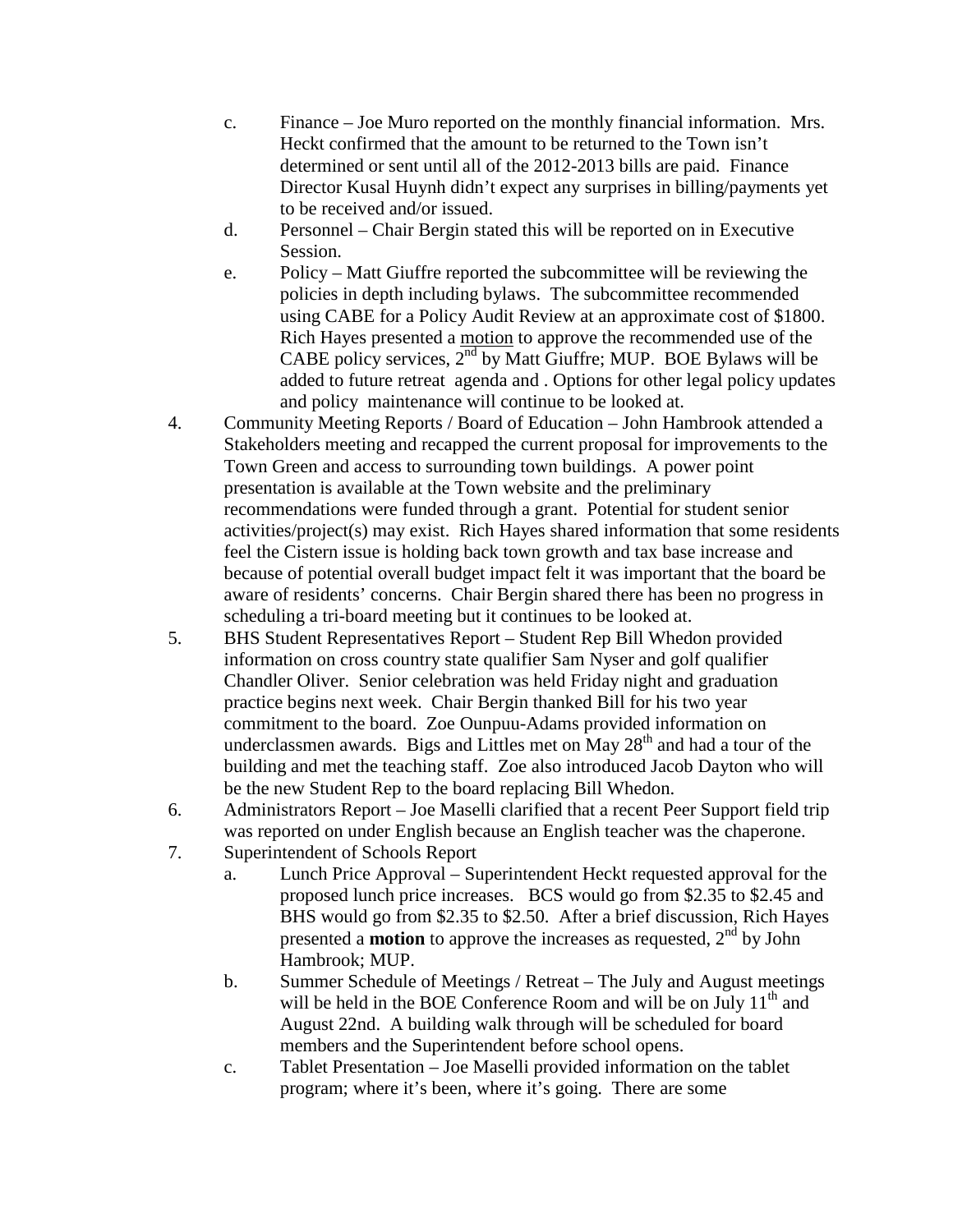c. Finance – Joe Muro reported on the monthly financial information. Mrs. Heckt confirmed that the amount to be returned to the Town isn't determined or sent until all of the 2012-2013 bills are paid. Finance Director Kusal Huynh didn't expect any surprises in billing/payments yet to be received and/or issued.

d. Personnel – Chair Bergin stated this will be reported on in Executive Session.

e. Policy – Matt Giuffre reported the subcommittee will be reviewing the policies in depth including bylaws. The subcommittee recommended using CABE for a Policy Audit Review at an approximate cost of $1800. Rich Hayes presented a motion to approve the recommended use of the CABE policy services, 2nd by Matt Giuffre; MUP. BOE Bylaws will be added to future retreat agenda and . Options for other legal policy updates and policy maintenance will continue to be looked at.

4. Community Meeting Reports / Board of Education – John Hambrook attended a Stakeholders meeting and recapped the current proposal for improvements to the Town Green and access to surrounding town buildings. A power point presentation is available at the Town website and the preliminary recommendations were funded through a grant. Potential for student senior activities/project(s) may exist. Rich Hayes shared information that some residents feel the Cistern issue is holding back town growth and tax base increase and because of potential overall budget impact felt it was important that the board be aware of residents' concerns. Chair Bergin shared there has been no progress in scheduling a tri-board meeting but it continues to be looked at.

5. BHS Student Representatives Report – Student Rep Bill Whedon provided information on cross country state qualifier Sam Nyser and golf qualifier Chandler Oliver. Senior celebration was held Friday night and graduation practice begins next week. Chair Bergin thanked Bill for his two year commitment to the board. Zoe Ounpuu-Adams provided information on underclassmen awards. Bigs and Littles met on May 28th and had a tour of the building and met the teaching staff. Zoe also introduced Jacob Dayton who will be the new Student Rep to the board replacing Bill Whedon.

6. Administrators Report – Joe Maselli clarified that a recent Peer Support field trip was reported on under English because an English teacher was the chaperone.

7. Superintendent of Schools Report

a. Lunch Price Approval – Superintendent Heckt requested approval for the proposed lunch price increases. BCS would go from $2.35 to $2.45 and BHS would go from $2.35 to $2.50. After a brief discussion, Rich Hayes presented a **motion** to approve the increases as requested, 2nd by John Hambrook; MUP.

b. Summer Schedule of Meetings / Retreat – The July and August meetings will be held in the BOE Conference Room and will be on July 11th and August 22nd. A building walk through will be scheduled for board members and the Superintendent before school opens.

c. Tablet Presentation – Joe Maselli provided information on the tablet program; where it's been, where it's going. There are some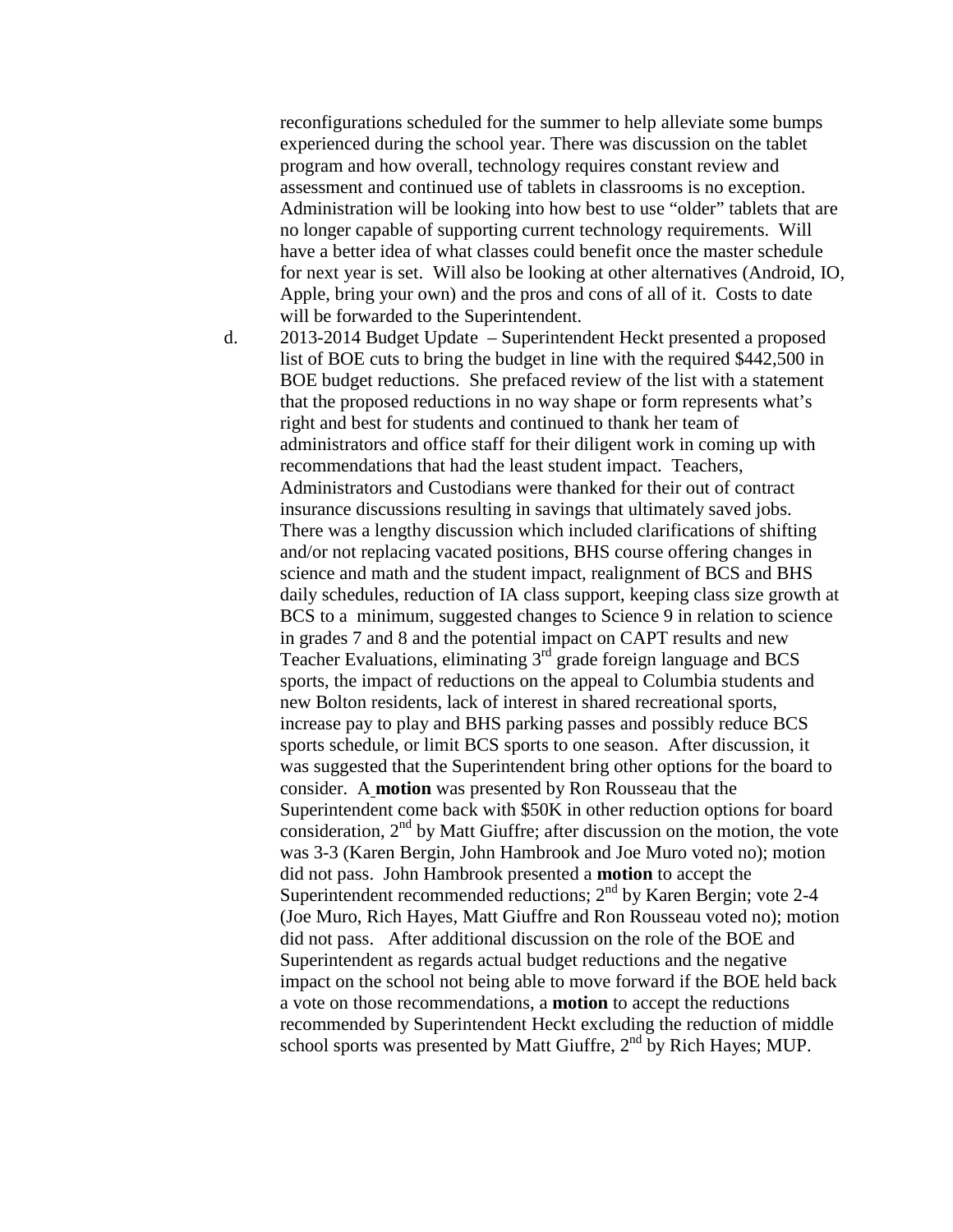reconfigurations scheduled for the summer to help alleviate some bumps experienced during the school year. There was discussion on the tablet program and how overall, technology requires constant review and assessment and continued use of tablets in classrooms is no exception. Administration will be looking into how best to use "older" tablets that are no longer capable of supporting current technology requirements. Will have a better idea of what classes could benefit once the master schedule for next year is set. Will also be looking at other alternatives (Android, IO, Apple, bring your own) and the pros and cons of all of it. Costs to date will be forwarded to the Superintendent.

d. 2013-2014 Budget Update – Superintendent Heckt presented a proposed list of BOE cuts to bring the budget in line with the required $442,500 in BOE budget reductions. She prefaced review of the list with a statement that the proposed reductions in no way shape or form represents what's right and best for students and continued to thank her team of administrators and office staff for their diligent work in coming up with recommendations that had the least student impact. Teachers, Administrators and Custodians were thanked for their out of contract insurance discussions resulting in savings that ultimately saved jobs. There was a lengthy discussion which included clarifications of shifting and/or not replacing vacated positions, BHS course offering changes in science and math and the student impact, realignment of BCS and BHS daily schedules, reduction of IA class support, keeping class size growth at BCS to a minimum, suggested changes to Science 9 in relation to science in grades 7 and 8 and the potential impact on CAPT results and new Teacher Evaluations, eliminating 3rd grade foreign language and BCS sports, the impact of reductions on the appeal to Columbia students and new Bolton residents, lack of interest in shared recreational sports, increase pay to play and BHS parking passes and possibly reduce BCS sports schedule, or limit BCS sports to one season. After discussion, it was suggested that the Superintendent bring other options for the board to consider. A **motion** was presented by Ron Rousseau that the Superintendent come back with $50K in other reduction options for board consideration, 2nd by Matt Giuffre; after discussion on the motion, the vote was 3-3 (Karen Bergin, John Hambrook and Joe Muro voted no); motion did not pass. John Hambrook presented a **motion** to accept the Superintendent recommended reductions; 2nd by Karen Bergin; vote 2-4 (Joe Muro, Rich Hayes, Matt Giuffre and Ron Rousseau voted no); motion did not pass. After additional discussion on the role of the BOE and Superintendent as regards actual budget reductions and the negative impact on the school not being able to move forward if the BOE held back a vote on those recommendations, a **motion** to accept the reductions recommended by Superintendent Heckt excluding the reduction of middle school sports was presented by Matt Giuffre, 2nd by Rich Hayes; MUP.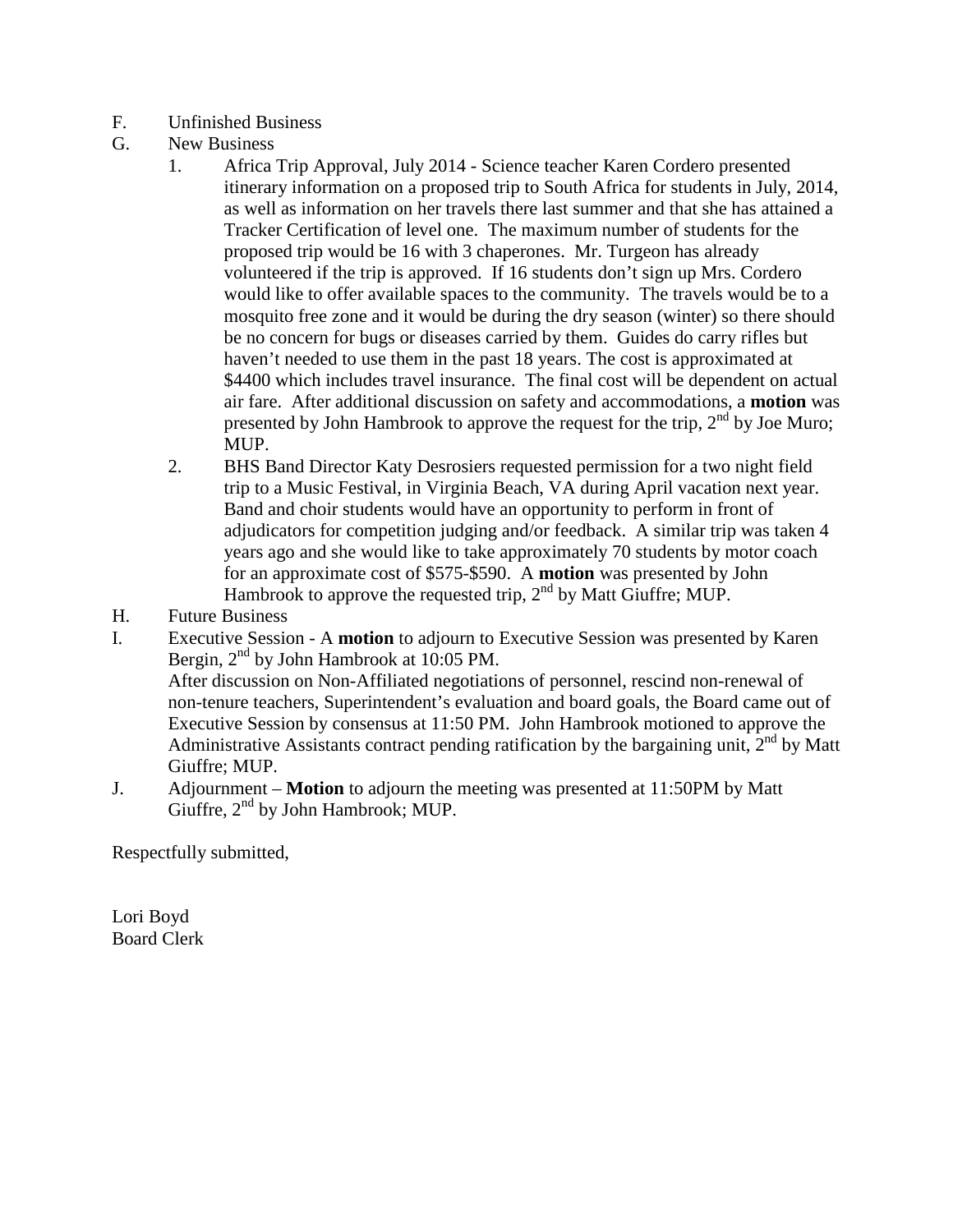F. Unfinished Business

G. New Business

1. Africa Trip Approval, July 2014 - Science teacher Karen Cordero presented itinerary information on a proposed trip to South Africa for students in July, 2014, as well as information on her travels there last summer and that she has attained a Tracker Certification of level one. The maximum number of students for the proposed trip would be 16 with 3 chaperones. Mr. Turgeon has already volunteered if the trip is approved. If 16 students don't sign up Mrs. Cordero would like to offer available spaces to the community. The travels would be to a mosquito free zone and it would be during the dry season (winter) so there should be no concern for bugs or diseases carried by them. Guides do carry rifles but haven't needed to use them in the past 18 years. The cost is approximated at $4400 which includes travel insurance. The final cost will be dependent on actual air fare. After additional discussion on safety and accommodations, a **motion** was presented by John Hambrook to approve the request for the trip, 2nd by Joe Muro; MUP.
2. BHS Band Director Katy Desrosiers requested permission for a two night field trip to a Music Festival, in Virginia Beach, VA during April vacation next year. Band and choir students would have an opportunity to perform in front of adjudicators for competition judging and/or feedback. A similar trip was taken 4 years ago and she would like to take approximately 70 students by motor coach for an approximate cost of $575-$590. A **motion** was presented by John Hambrook to approve the requested trip, 2nd by Matt Giuffre; MUP.

H. Future Business

I. Executive Session - A **motion** to adjourn to Executive Session was presented by Karen Bergin, 2nd by John Hambrook at 10:05 PM.
After discussion on Non-Affiliated negotiations of personnel, rescind non-renewal of non-tenure teachers, Superintendent's evaluation and board goals, the Board came out of Executive Session by consensus at 11:50 PM. John Hambrook motioned to approve the Administrative Assistants contract pending ratification by the bargaining unit, 2nd by Matt Giuffre; MUP.

J. Adjournment – **Motion** to adjourn the meeting was presented at 11:50PM by Matt Giuffre, 2nd by John Hambrook; MUP.

Respectfully submitted,

Lori Boyd
Board Clerk